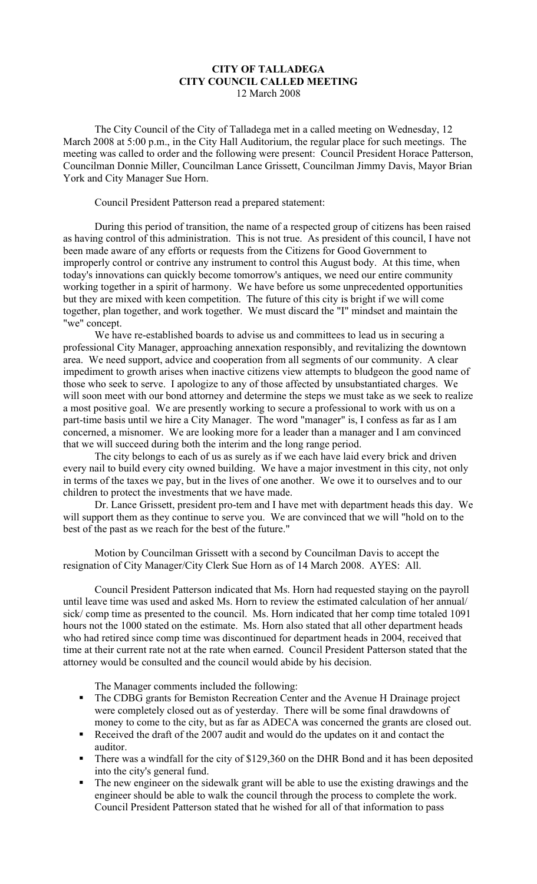**CITY OF TALLADEGA**
**CITY COUNCIL CALLED MEETING**
12 March 2008

The City Council of the City of Talladega met in a called meeting on Wednesday, 12 March 2008 at 5:00 p.m., in the City Hall Auditorium, the regular place for such meetings. The meeting was called to order and the following were present: Council President Horace Patterson, Councilman Donnie Miller, Councilman Lance Grissett, Councilman Jimmy Davis, Mayor Brian York and City Manager Sue Horn.

Council President Patterson read a prepared statement:

During this period of transition, the name of a respected group of citizens has been raised as having control of this administration. This is not true. As president of this council, I have not been made aware of any efforts or requests from the Citizens for Good Government to improperly control or contrive any instrument to control this August body. At this time, when today's innovations can quickly become tomorrow's antiques, we need our entire community working together in a spirit of harmony. We have before us some unprecedented opportunities but they are mixed with keen competition. The future of this city is bright if we will come together, plan together, and work together. We must discard the "I" mindset and maintain the "we" concept.

We have re-established boards to advise us and committees to lead us in securing a professional City Manager, approaching annexation responsibly, and revitalizing the downtown area. We need support, advice and cooperation from all segments of our community. A clear impediment to growth arises when inactive citizens view attempts to bludgeon the good name of those who seek to serve. I apologize to any of those affected by unsubstantiated charges. We will soon meet with our bond attorney and determine the steps we must take as we seek to realize a most positive goal. We are presently working to secure a professional to work with us on a part-time basis until we hire a City Manager. The word "manager" is, I confess as far as I am concerned, a misnomer. We are looking more for a leader than a manager and I am convinced that we will succeed during both the interim and the long range period.

The city belongs to each of us as surely as if we each have laid every brick and driven every nail to build every city owned building. We have a major investment in this city, not only in terms of the taxes we pay, but in the lives of one another. We owe it to ourselves and to our children to protect the investments that we have made.

Dr. Lance Grissett, president pro-tem and I have met with department heads this day. We will support them as they continue to serve you. We are convinced that we will "hold on to the best of the past as we reach for the best of the future."

Motion by Councilman Grissett with a second by Councilman Davis to accept the resignation of City Manager/City Clerk Sue Horn as of 14 March 2008. AYES: All.

Council President Patterson indicated that Ms. Horn had requested staying on the payroll until leave time was used and asked Ms. Horn to review the estimated calculation of her annual/ sick/ comp time as presented to the council. Ms. Horn indicated that her comp time totaled 1091 hours not the 1000 stated on the estimate. Ms. Horn also stated that all other department heads who had retired since comp time was discontinued for department heads in 2004, received that time at their current rate not at the rate when earned. Council President Patterson stated that the attorney would be consulted and the council would abide by his decision.

The Manager comments included the following:

- The CDBG grants for Bemiston Recreation Center and the Avenue H Drainage project were completely closed out as of yesterday. There will be some final drawdowns of money to come to the city, but as far as ADECA was concerned the grants are closed out.
- Received the draft of the 2007 audit and would do the updates on it and contact the auditor.
- There was a windfall for the city of $129,360 on the DHR Bond and it has been deposited into the city's general fund.
- The new engineer on the sidewalk grant will be able to use the existing drawings and the engineer should be able to walk the council through the process to complete the work. Council President Patterson stated that he wished for all of that information to pass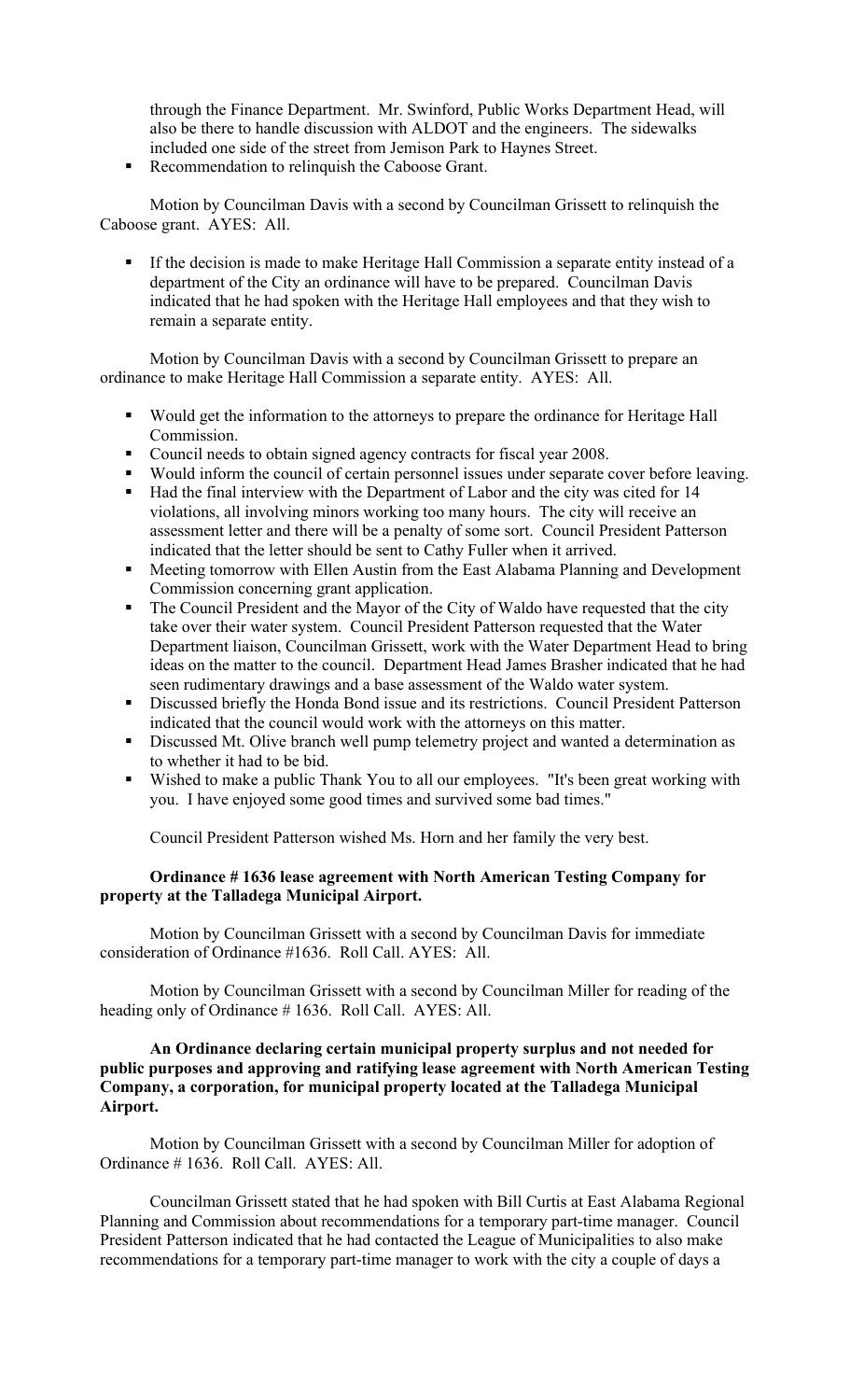through the Finance Department. Mr. Swinford, Public Works Department Head, will also be there to handle discussion with ALDOT and the engineers. The sidewalks included one side of the street from Jemison Park to Haynes Street.

- Recommendation to relinquish the Caboose Grant.

Motion by Councilman Davis with a second by Councilman Grissett to relinquish the Caboose grant. AYES: All.

- If the decision is made to make Heritage Hall Commission a separate entity instead of a department of the City an ordinance will have to be prepared. Councilman Davis indicated that he had spoken with the Heritage Hall employees and that they wish to remain a separate entity.

Motion by Councilman Davis with a second by Councilman Grissett to prepare an ordinance to make Heritage Hall Commission a separate entity. AYES: All.

- Would get the information to the attorneys to prepare the ordinance for Heritage Hall Commission.
- Council needs to obtain signed agency contracts for fiscal year 2008.
- Would inform the council of certain personnel issues under separate cover before leaving.
- Had the final interview with the Department of Labor and the city was cited for 14 violations, all involving minors working too many hours. The city will receive an assessment letter and there will be a penalty of some sort. Council President Patterson indicated that the letter should be sent to Cathy Fuller when it arrived.
- Meeting tomorrow with Ellen Austin from the East Alabama Planning and Development Commission concerning grant application.
- The Council President and the Mayor of the City of Waldo have requested that the city take over their water system. Council President Patterson requested that the Water Department liaison, Councilman Grissett, work with the Water Department Head to bring ideas on the matter to the council. Department Head James Brasher indicated that he had seen rudimentary drawings and a base assessment of the Waldo water system.
- Discussed briefly the Honda Bond issue and its restrictions. Council President Patterson indicated that the council would work with the attorneys on this matter.
- Discussed Mt. Olive branch well pump telemetry project and wanted a determination as to whether it had to be bid.
- Wished to make a public Thank You to all our employees. "It's been great working with you. I have enjoyed some good times and survived some bad times."

Council President Patterson wished Ms. Horn and her family the very best.

**Ordinance # 1636 lease agreement with North American Testing Company for property at the Talladega Municipal Airport.**

Motion by Councilman Grissett with a second by Councilman Davis for immediate consideration of Ordinance #1636. Roll Call. AYES: All.

Motion by Councilman Grissett with a second by Councilman Miller for reading of the heading only of Ordinance # 1636. Roll Call. AYES: All.

**An Ordinance declaring certain municipal property surplus and not needed for public purposes and approving and ratifying lease agreement with North American Testing Company, a corporation, for municipal property located at the Talladega Municipal Airport.**

Motion by Councilman Grissett with a second by Councilman Miller for adoption of Ordinance # 1636. Roll Call. AYES: All.

Councilman Grissett stated that he had spoken with Bill Curtis at East Alabama Regional Planning and Commission about recommendations for a temporary part-time manager. Council President Patterson indicated that he had contacted the League of Municipalities to also make recommendations for a temporary part-time manager to work with the city a couple of days a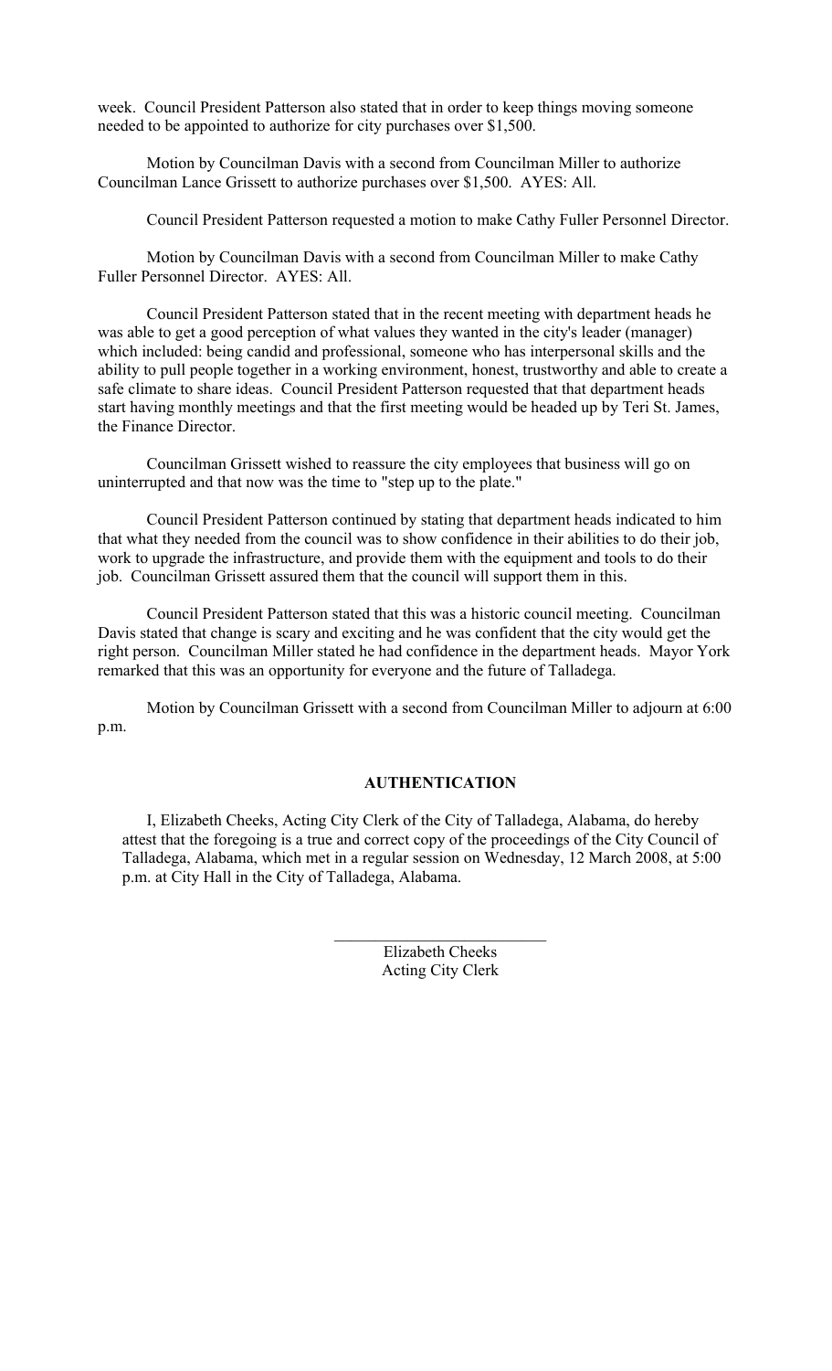week. Council President Patterson also stated that in order to keep things moving someone needed to be appointed to authorize for city purchases over $1,500.

Motion by Councilman Davis with a second from Councilman Miller to authorize Councilman Lance Grissett to authorize purchases over $1,500. AYES: All.

Council President Patterson requested a motion to make Cathy Fuller Personnel Director.

Motion by Councilman Davis with a second from Councilman Miller to make Cathy Fuller Personnel Director. AYES: All.

Council President Patterson stated that in the recent meeting with department heads he was able to get a good perception of what values they wanted in the city's leader (manager) which included: being candid and professional, someone who has interpersonal skills and the ability to pull people together in a working environment, honest, trustworthy and able to create a safe climate to share ideas. Council President Patterson requested that that department heads start having monthly meetings and that the first meeting would be headed up by Teri St. James, the Finance Director.

Councilman Grissett wished to reassure the city employees that business will go on uninterrupted and that now was the time to "step up to the plate."

Council President Patterson continued by stating that department heads indicated to him that what they needed from the council was to show confidence in their abilities to do their job, work to upgrade the infrastructure, and provide them with the equipment and tools to do their job. Councilman Grissett assured them that the council will support them in this.

Council President Patterson stated that this was a historic council meeting. Councilman Davis stated that change is scary and exciting and he was confident that the city would get the right person. Councilman Miller stated he had confidence in the department heads. Mayor York remarked that this was an opportunity for everyone and the future of Talladega.

Motion by Councilman Grissett with a second from Councilman Miller to adjourn at 6:00 p.m.

## AUTHENTICATION

I, Elizabeth Cheeks, Acting City Clerk of the City of Talladega, Alabama, do hereby attest that the foregoing is a true and correct copy of the proceedings of the City Council of Talladega, Alabama, which met in a regular session on Wednesday, 12 March 2008, at 5:00 p.m. at City Hall in the City of Talladega, Alabama.

\_\_\_\_\_\_\_\_\_\_\_\_\_\_\_\_\_\_\_\_\_\_\_\_\_\_\_

Elizabeth Cheeks
Acting City Clerk